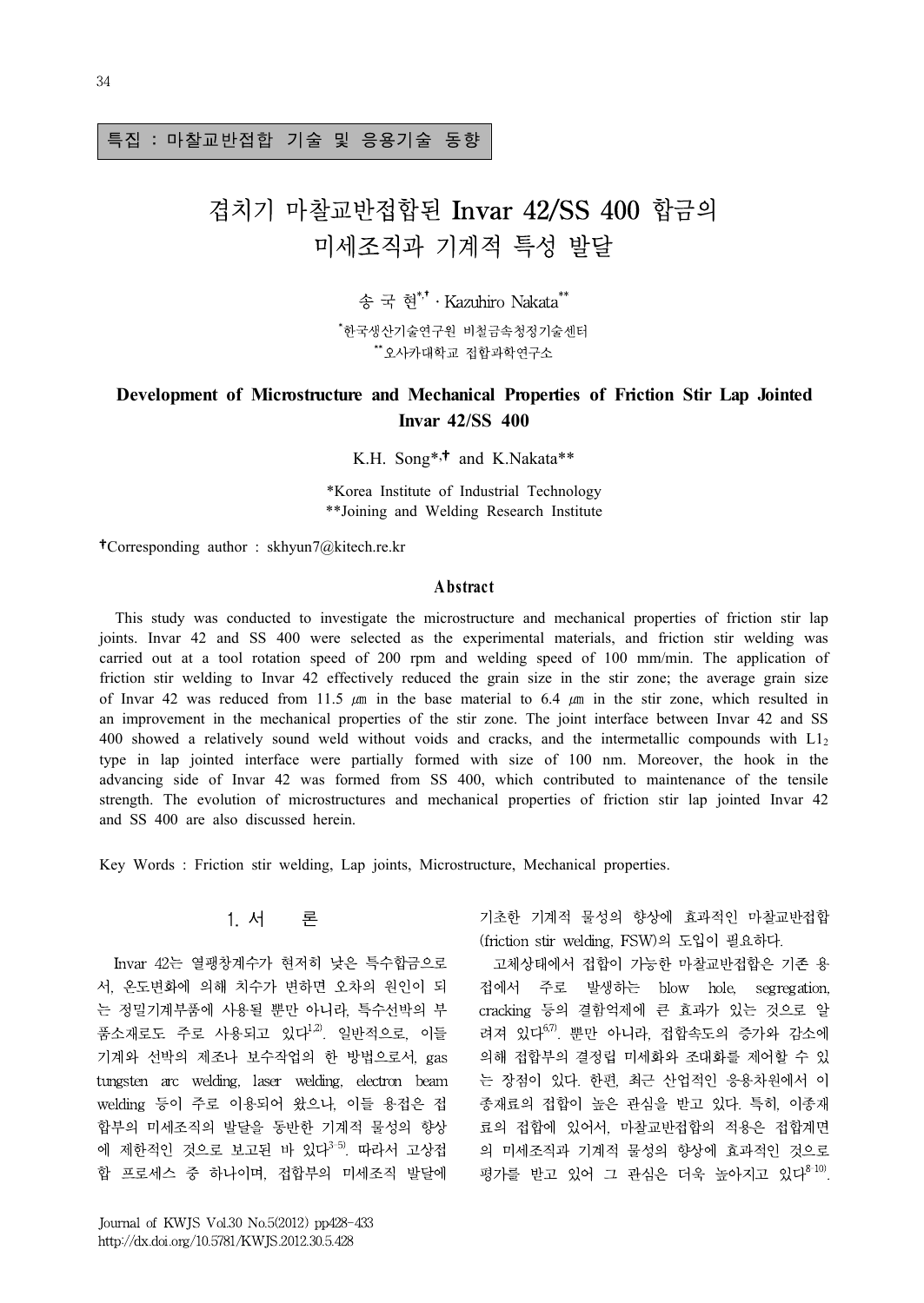특집 : 마찰교반접합 기술 및 응용기술 동향

# 겹치기 마찰교반접합된 Invar 42/SS 400 합금의 미세조직과 기계적 특성 발달

송 국 현[*,†] · Kazuhiro Nakata[**]

[*]한국생산기술연구원 비철금속청정기술센터
[**]오사카대학교 접합과학연구소

## Development of Microstructure and Mechanical Properties of Friction Stir Lap Jointed Invar 42/SS 400

K.H. Song[*,†] and K.Nakata[**]

*Korea Institute of Industrial Technology
**Joining and Welding Research Institute

†Corresponding author : skhyun7@kitech.re.kr

### Abstract

This study was conducted to investigate the microstructure and mechanical properties of friction stir lap joints. Invar 42 and SS 400 were selected as the experimental materials, and friction stir welding was carried out at a tool rotation speed of 200 rpm and welding speed of 100 mm/min. The application of friction stir welding to Invar 42 effectively reduced the grain size in the stir zone; the average grain size of Invar 42 was reduced from 11.5 ㎛ in the base material to 6.4 ㎛ in the stir zone, which resulted in an improvement in the mechanical properties of the stir zone. The joint interface between Invar 42 and SS 400 showed a relatively sound weld without voids and cracks, and the intermetallic compounds with $L1_2$ type in lap jointed interface were partially formed with size of 100 nm. Moreover, the hook in the advancing side of Invar 42 was formed from SS 400, which contributed to maintenance of the tensile strength. The evolution of microstructures and mechanical properties of friction stir lap jointed Invar 42 and SS 400 are also discussed herein.

Key Words : Friction stir welding, Lap joints, Microstructure, Mechanical properties.

## 1. 서 론

Invar 42는 열팽창계수가 현저히 낮은 특수합금으로서, 온도변화에 의해 치수가 변하면 오차의 원인이 되는 정밀기계부품에 사용될 뿐만 아니라, 특수선박의 부품소재로도 주로 사용되고 있다[1,2]. 일반적으로, 이들 기계와 선박의 제조나 보수작업의 한 방법으로서, gas tungsten arc welding, laser welding, electron beam welding 등이 주로 이용되어 왔으나, 이들 용접은 접합부의 미세조직의 발달을 동반한 기계적 물성의 향상에 제한적인 것으로 보고된 바 있다[3-5]. 따라서 고상접합 프로세스 중 하나이며, 접합부의 미세조직 발달에 기초한 기계적 물성의 향상에 효과적인 마찰교반접합(friction stir welding, FSW)의 도입이 필요하다.

고체상태에서 접합이 가능한 마찰교반접합은 기존 용접에서 주로 발생하는 blow hole, segregation, cracking 등의 결함억제에 큰 효과가 있는 것으로 알려져 있다[6,7]. 뿐만 아니라, 접합속도의 증가와 감소에 의해 접합부의 결정립 미세화와 조대화를 제어할 수 있는 장점이 있다. 한편, 최근 산업적인 응용차원에서 이종재료의 접합이 높은 관심을 받고 있다. 특히, 이종재료의 접합에 있어서, 마찰교반접합의 적용은 접합계면의 미세조직과 기계적 물성의 향상에 효과적인 것으로 평가를 받고 있어 그 관심은 더욱 높아지고 있다[8-10].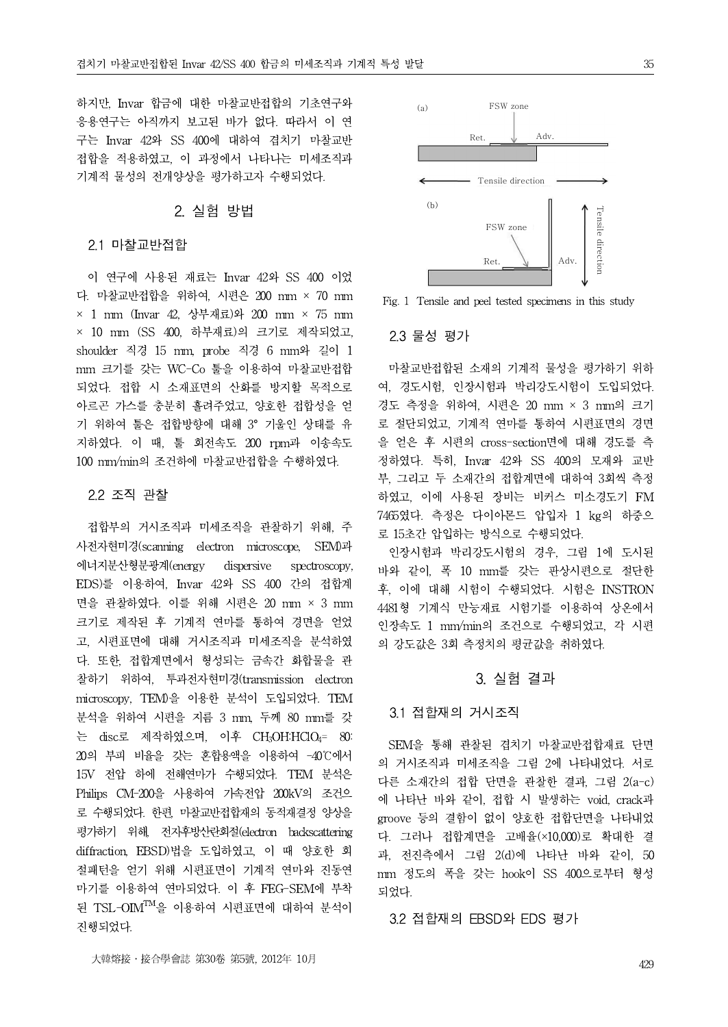하지만, Invar 합금에 대한 마찰교반접합의 기초연구와 응용연구는 아직까지 보고된 바가 없다. 따라서 이 연구는 Invar 42와 SS 400에 대하여 겹치기 마찰교반 접합을 적용하였고, 이 과정에서 나타나는 미세조직과 기계적 물성의 전개양상을 평가하고자 수행되었다.

## 2. 실험 방법

### 2.1 마찰교반접합

이 연구에 사용된 재료는 Invar 42와 SS 400 이었다. 마찰교반접합을 위하여, 시편은 200 mm × 70 mm × 1 mm (Invar 42, 상부재료)와 200 mm × 75 mm × 10 mm (SS 400, 하부재료)의 크기로 제작되었고, shoulder 직경 15 mm, probe 직경 6 mm와 길이 1 mm 크기를 갖는 WC-Co 툴을 이용하여 마찰교반접합 되었다. 접합 시 소재표면의 산화를 방지할 목적으로 아르곤 가스를 충분히 흘려주었고, 양호한 접합성을 얻기 위하여 툴은 접합방향에 대해 3° 기울인 상태를 유지하였다. 이 때, 툴 회전속도 200 rpm과 이송속도 100 mm/min의 조건하에 마찰교반접합을 수행하였다.

### 2.2 조직 관찰

접합부의 거시조직과 미세조직을 관찰하기 위해, 주사전자현미경(scanning electron microscope, SEM)과 에너지분산형분광계(energy dispersive spectroscopy, EDS)를 이용하여, Invar 42와 SS 400 간의 접합계면을 관찰하였다. 이를 위해 시편은 20 mm × 3 mm 크기로 제작된 후 기계적 연마를 통하여 경면을 얻었고, 시편표면에 대해 거시조직과 미세조직을 분석하였다. 또한, 접합계면에서 형성되는 금속간 화합물을 관찰하기 위하여, 투과전자현미경(transmission electron microscopy, TEM)을 이용한 분석이 도입되었다. TEM 분석을 위하여 시편을 지름 3 mm, 두께 80 mm를 갖는 disc로 제작하였으며, 이후 $CH_3OH$:$HClO_4$= 80: 20의 부피 비율을 갖는 혼합용액을 이용하여 -40℃에서 15V 전압 하에 전해연마가 수행되었다. TEM 분석은 Philips CM-200을 사용하여 가속전압 200kV의 조건으로 수행되었다. 한편, 마찰교반접합재의 동적재결정 양상을 평가하기 위해, 전자후방산란회절(electron backscattering diffraction, EBSD)법을 도입하였고, 이 때 양호한 회절패턴을 얻기 위해 시편표면이 기계적 연마와 진동연마기를 이용하여 연마되었다. 이 후 FEG-SEM에 부착된 TSL-OIM$^{TM}$을 이용하여 시편표면에 대하여 분석이 진행되었다.

Fig. 1 Tensile and peel tested specimens in this study

### 2.3 물성 평가

마찰교반접합된 소재의 기계적 물성을 평가하기 위하여, 경도시험, 인장시험과 박리강도시험이 도입되었다. 경도 측정을 위하여, 시편은 20 mm × 3 mm의 크기로 절단되었고, 기계적 연마를 통하여 시편표면의 경면을 얻은 후 시편의 cross-section면에 대해 경도를 측정하였다. 특히, Invar 42와 SS 400의 모재와 교반부, 그리고 두 소재간의 접합계면에 대하여 3회씩 측정하였고, 이에 사용된 장비는 비커스 미소경도기 FM 7465였다. 측정은 다이아몬드 압입자 1 kg의 하중으로 15초간 압입하는 방식으로 수행되었다.

인장시험과 박리강도시험의 경우, 그림 1에 도시된 바와 같이, 폭 10 mm를 갖는 판상시편으로 절단한 후, 이에 대해 시험이 수행되었다. 시험은 INSTRON 4481형 기계식 만능재료 시험기를 이용하여 상온에서 인장속도 1 mm/min의 조건으로 수행되었고, 각 시편의 강도값은 3회 측정치의 평균값을 취하였다.

## 3. 실험 결과

### 3.1 접합재의 거시조직

SEM을 통해 관찰된 겹치기 마찰교반접합재료 단면의 거시조직과 미세조직을 그림 2에 나타내었다. 서로 다른 소재간의 접합 단면을 관찰한 결과, 그림 2(a-c)에 나타난 바와 같이, 접합 시 발생하는 void, crack과 groove 등의 결함이 없이 양호한 접합단면을 나타내었다. 그러나 접합계면을 고배율(×10,000)로 확대한 결과, 전진측에서 그림 2(d)에 나타난 바와 같이, 50 mm 정도의 폭을 갖는 hook이 SS 400으로부터 형성되었다.

### 3.2 접합재의 EBSD와 EDS 평가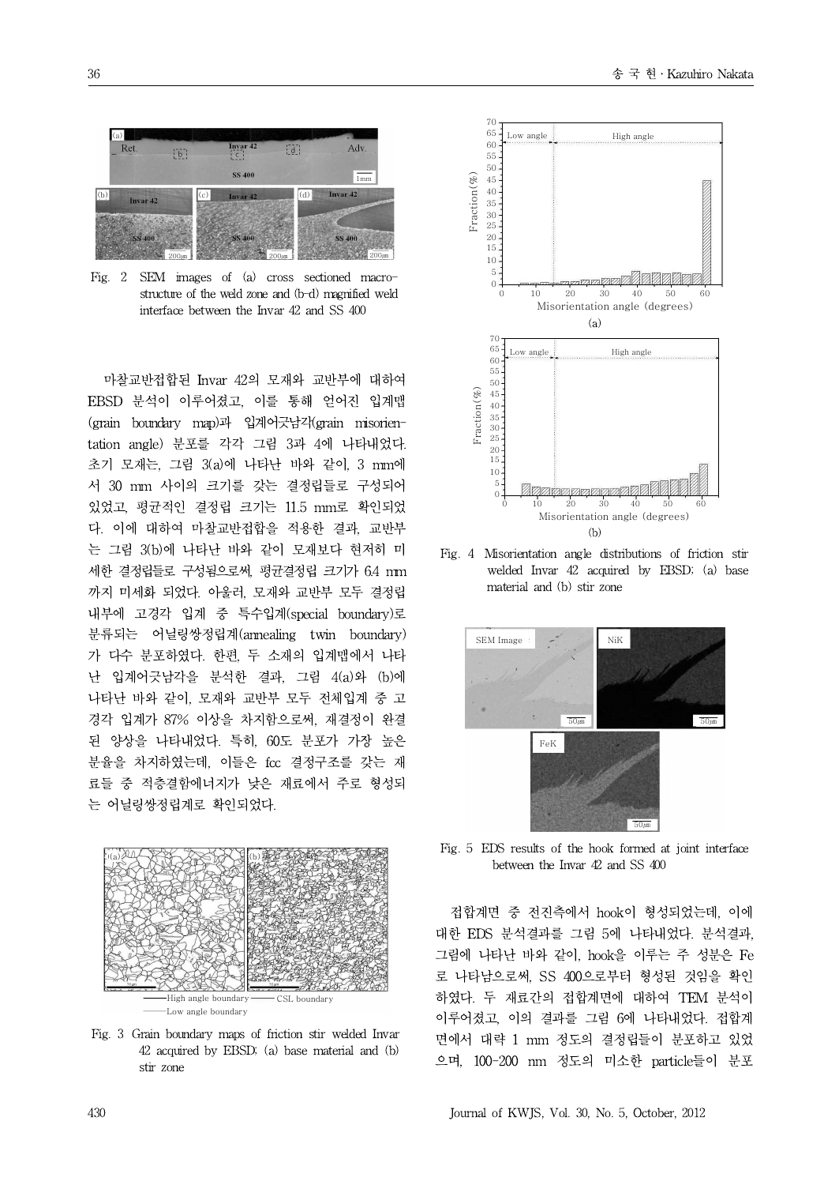Fig. 2 SEM images of (a) cross sectioned macrostructure of the weld zone and (b-d) magnified weld interface between the Invar 42 and SS 400

마찰교반접합된 Invar 42의 모재와 교반부에 대하여 EBSD 분석이 이루어졌고, 이를 통해 얻어진 입계맵(grain boundary map)과 입계어긋남각(grain misorientation angle) 분포를 각각 그림 3과 4에 나타내었다. 초기 모재는, 그림 3(a)에 나타난 바와 같이, 3 mm에서 30 mm 사이의 크기를 갖는 결정립들로 구성되어 있었고, 평균적인 결정립 크기는 11.5 mm로 확인되었다. 이에 대하여 마찰교반접합을 적용한 결과, 교반부는 그림 3(b)에 나타난 바와 같이 모재보다 현저히 미세한 결정립들로 구성됨으로써, 평균결정립 크기가 6.4 mm까지 미세화 되었다. 아울러, 모재와 교반부 모두 결정립 내부에 고경각 입계 중 특수입계(special boundary)로 분류되는 어닐링쌍정립계(annealing twin boundary)가 다수 분포하였다. 한편, 두 소재의 입계맵에서 나타난 입계어긋남각을 분석한 결과, 그림 4(a)와 (b)에 나타난 바와 같이, 모재와 교반부 모두 전체입계 중 고경각 입계가 87% 이상을 차지함으로써, 재결정이 완결된 양상을 나타내었다. 특히, 60도 분포가 가장 높은 분율을 차지하였는데, 이들은 fcc 결정구조를 갖는 재료들 중 적층결함에너지가 낮은 재료에서 주로 형성되는 어닐링쌍정립계로 확인되었다.

Fig. 3 Grain boundary maps of friction stir welded Invar 42 acquired by EBSD: (a) base material and (b) stir zone

Fig. 4 Misorientation angle distributions of friction stir welded Invar 42 acquired by EBSD: (a) base material and (b) stir zone

Fig. 5 EDS results of the hook formed at joint interface between the Invar 42 and SS 400

접합계면 중 전진측에서 hook이 형성되었는데, 이에 대한 EDS 분석결과를 그림 5에 나타내었다. 분석결과, 그림에 나타난 바와 같이, hook을 이루는 주 성분은 Fe로 나타남으로써, SS 400으로부터 형성된 것임을 확인하였다. 두 재료간의 접합계면에 대하여 TEM 분석이 이루어졌고, 이의 결과를 그림 6에 나타내었다. 접합계면에서 대략 1 mm 정도의 결정립들이 분포하고 있었으며, 100-200 nm 정도의 미소한 particle들이 분포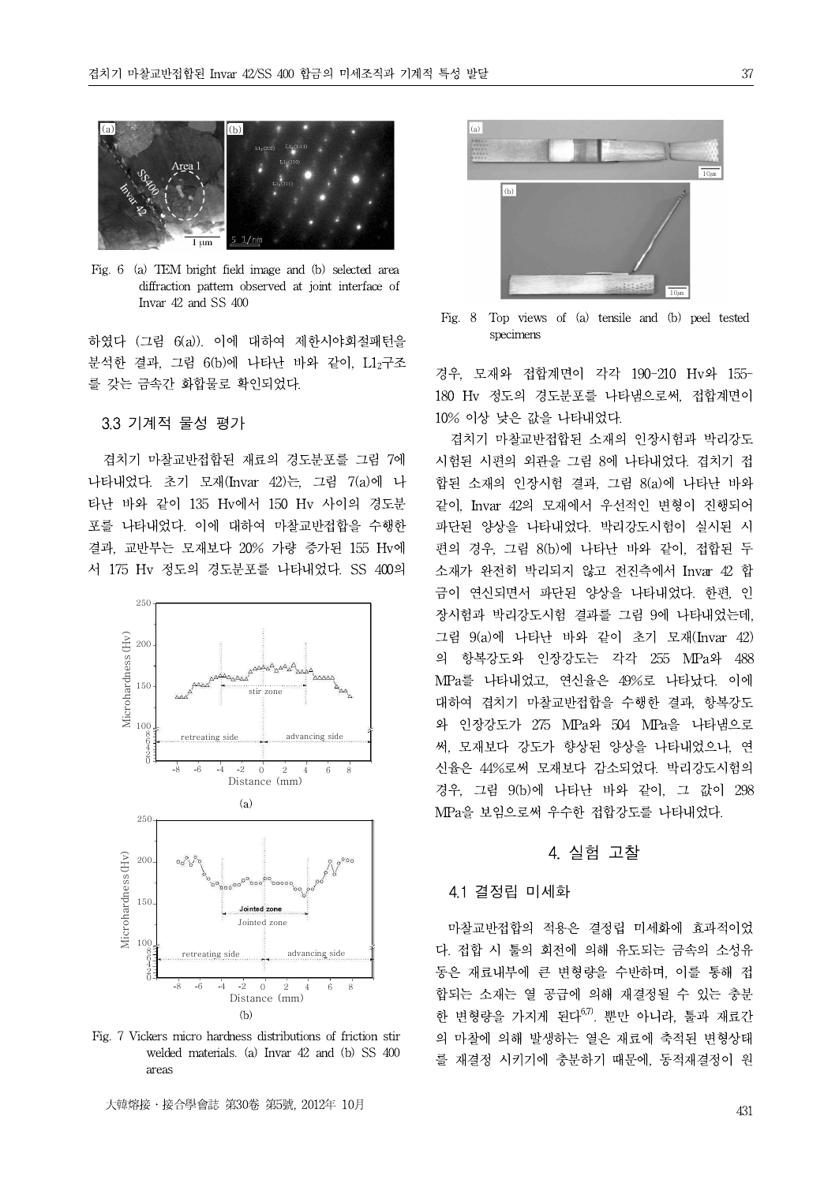Fig. 6 (a) TEM bright field image and (b) selected area diffraction pattern observed at joint interface of Invar 42 and SS 400

하였다 (그림 6(a)). 이에 대하여 제한시야회절패턴을 분석한 결과, 그림 6(b)에 나타난 바와 같이, $L1_2$구조를 갖는 금속간 화합물로 확인되었다.

### 3.3 기계적 물성 평가

겹치기 마찰교반접합된 재료의 경도분포를 그림 7에 나타내었다. 초기 모재(Invar 42)는, 그림 7(a)에 나타난 바와 같이 135 Hv에서 150 Hv 사이의 경도분포를 나타내었다. 이에 대하여 마찰교반접합을 수행한 결과, 교반부는 모재보다 20% 가량 증가된 155 Hv에서 175 Hv 정도의 경도분포를 나타내었다. SS 400의 경우, 모재와 접합계면이 각각 190-210 Hv와 155-180 Hv 정도의 경도분포를 나타냄으로써, 접합계면이 10% 이상 낮은 값을 나타내었다.

Fig. 7 Vickers micro hardness distributions of friction stir welded materials. (a) Invar 42 and (b) SS 400 areas

Fig. 8 Top views of (a) tensile and (b) peel tested specimens

겹치기 마찰교반접합된 소재의 인장시험과 박리강도 시험된 시편의 외관을 그림 8에 나타내었다. 겹치기 접합된 소재의 인장시험 결과, 그림 8(a)에 나타난 바와 같이, Invar 42의 모재에서 우선적인 변형이 진행되어 파단된 양상을 나타내었다. 박리강도시험이 실시된 시편의 경우, 그림 8(b)에 나타난 바와 같이, 접합된 두 소재가 완전히 박리되지 않고 전진측에서 Invar 42 합금이 연신되면서 파단된 양상을 나타내었다. 한편, 인장시험과 박리강도시험 결과를 그림 9에 나타내었는데, 그림 9(a)에 나타난 바와 같이 초기 모재(Invar 42)의 항복강도와 인장강도는 각각 255 MPa와 488 MPa를 나타내었고, 연신율은 49%로 나타났다. 이에 대하여 겹치기 마찰교반접합을 수행한 결과, 항복강도와 인장강도가 275 MPa와 504 MPa을 나타냄으로써, 모재보다 강도가 향상된 양상을 나타내었으나, 연신율은 44%로써 모재보다 감소되었다. 박리강도시험의 경우, 그림 9(b)에 나타난 바와 같이, 그 값이 298 MPa을 보임으로써 우수한 접합강도를 나타내었다.

## 4. 실험 고찰

### 4.1 결정립 미세화

마찰교반접합의 적용은 결정립 미세화에 효과적이었다. 접합 시 툴의 회전에 의해 유도되는 금속의 소성유동은 재료내부에 큰 변형량을 수반하며, 이를 통해 접합되는 소재는 열 공급에 의해 재결정될 수 있는 충분한 변형량을 가지게 된다[6,7]. 뿐만 아니라, 툴과 재료간의 마찰에 의해 발생하는 열은 재료에 축적된 변형상태를 재결정 시키기에 충분하기 때문에, 동적재결정이 원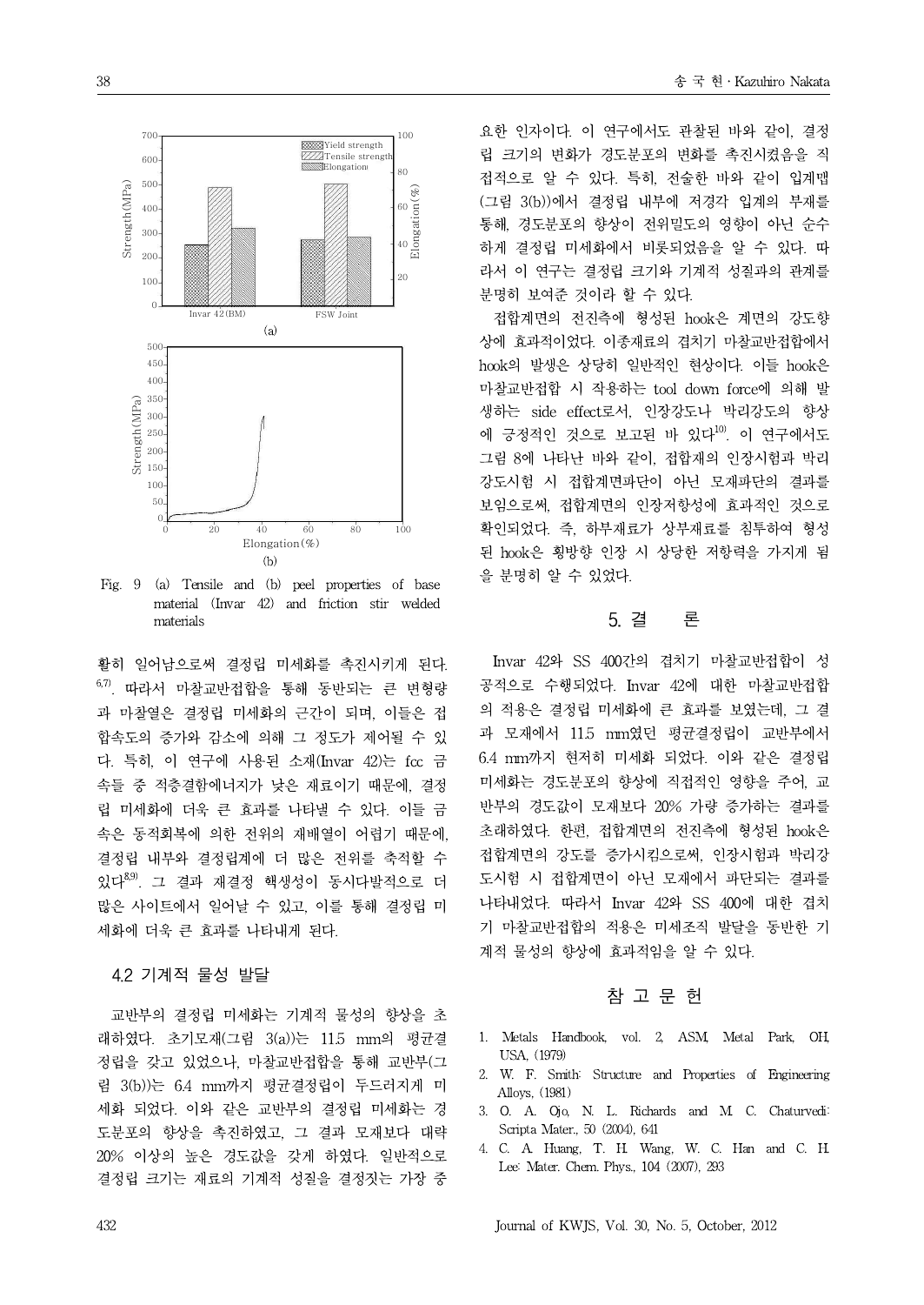Fig. 9 (a) Tensile and (b) peel properties of base material (Invar 42) and friction stir welded materials

활히 일어남으로써 결정립 미세화를 촉진시키게 된다[6,7]. 따라서 마찰교반접합을 통해 동반되는 큰 변형량과 마찰열은 결정립 미세화의 근간이 되며, 이들은 접합속도의 증가와 감소에 의해 그 정도가 제어될 수 있다. 특히, 이 연구에 사용된 소재(Invar 42)는 fcc 금속들 중 적층결함에너지가 낮은 재료이기 때문에, 결정립 미세화에 더욱 큰 효과를 나타낼 수 있다. 이들 금속은 동적회복에 의한 전위의 재배열이 어렵기 때문에, 결정립 내부와 결정립계에 더 많은 전위를 축적할 수 있다[8,9]. 그 결과 재결정 핵생성이 동시다발적으로 더 많은 사이트에서 일어날 수 있고, 이를 통해 결정립 미세화에 더욱 큰 효과를 나타내게 된다.

### 4.2 기계적 물성 발달

교반부의 결정립 미세화는 기계적 물성의 향상을 초래하였다. 초기모재(그림 3(a))는 11.5 mm의 평균결정립을 갖고 있었으나, 마찰교반접합을 통해 교반부(그림 3(b))는 6.4 mm까지 평균결정립이 두드러지게 미세화 되었다. 이와 같은 교반부의 결정립 미세화는 경도분포의 향상을 촉진하였고, 그 결과 모재보다 대략 20% 이상의 높은 경도값을 갖게 하였다. 일반적으로 결정립 크기는 재료의 기계적 성질을 결정짓는 가장 중요한 인자이다. 이 연구에서도 관찰된 바와 같이, 결정립 크기의 변화가 경도분포의 변화를 촉진시켰음을 직접적으로 알 수 있다. 특히, 전술한 바와 같이 입계맵(그림 3(b))에서 결정립 내부에 저경각 입계의 부재를 통해, 경도분포의 향상이 전위밀도의 영향이 아닌 순수하게 결정립 미세화에서 비롯되었음을 알 수 있다. 따라서 이 연구는 결정립 크기와 기계적 성질과의 관계를 분명히 보여준 것이라 할 수 있다.

접합계면의 전진측에 형성된 hook은 계면의 강도향상에 효과적이었다. 이종재료의 겹치기 마찰교반접합에서 hook의 발생은 상당히 일반적인 현상이다. 이들 hook은 마찰교반접합 시 작용하는 tool down force에 의해 발생하는 side effect로서, 인장강도나 박리강도의 향상에 긍정적인 것으로 보고된 바 있다[10]. 이 연구에서도 그림 8에 나타난 바와 같이, 접합재의 인장시험과 박리강도시험 시 접합계면파단이 아닌 모재파단의 결과를 보임으로써, 접합계면의 인장저항성에 효과적인 것으로 확인되었다. 즉, 하부재료가 상부재료를 침투하여 형성된 hook은 횡방향 인장 시 상당한 저항력을 가지게 됨을 분명히 알 수 있었다.

## 5. 결 론

Invar 42와 SS 400간의 겹치기 마찰교반접합이 성공적으로 수행되었다. Invar 42에 대한 마찰교반접합의 적용은 결정립 미세화에 큰 효과를 보였는데, 그 결과 모재에서 11.5 mm였던 평균결정립이 교반부에서 6.4 mm까지 현저히 미세화 되었다. 이와 같은 결정립 미세화는 경도분포의 향상에 직접적인 영향을 주어, 교반부의 경도값이 모재보다 20% 가량 증가하는 결과를 초래하였다. 한편, 접합계면의 전진측에 형성된 hook은 접합계면의 강도를 증가시킴으로써, 인장시험과 박리강도시험 시 접합계면이 아닌 모재에서 파단되는 결과를 나타내었다. 따라서 Invar 42와 SS 400에 대한 겹치기 마찰교반접합의 적용은 미세조직 발달을 동반한 기계적 물성의 향상에 효과적임을 알 수 있다.

## 참 고 문 헌

1. Metals Handbook, vol. 2, ASM, Metal Park, OH, USA, (1979)
2. W. F. Smith: Structure and Properties of Engineering Alloys, (1981)
3. O. A. Ojo, N. L. Richards and M. C. Chaturvedi: Scripta Mater., 50 (2004), 641
4. C. A. Huang, T. H. Wang, W. C. Han and C. H. Lee: Mater. Chem. Phys., 104 (2007), 293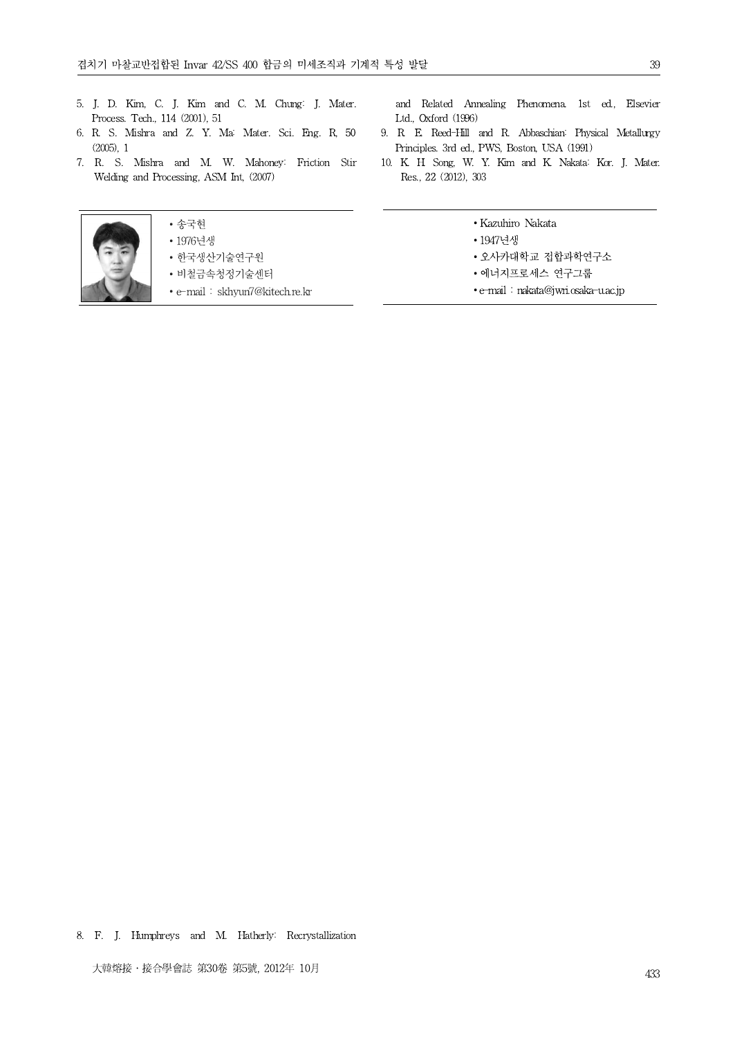5. J. D. Kim, C. J. Kim and C. M. Chung: J. Mater. Process. Tech., 114 (2001), 51
6. R. S. Mishra and Z. Y. Ma: Mater. Sci. Eng. R, 50 (2005), 1
7. R. S. Mishra and M. W. Mahoney: Friction Stir Welding and Processing, ASM Int, (2007)
8. F. J. Humphreys and M. Hatherly: Recrystallization and Related Annealing Phenomena. 1st ed., Elsevier Ltd., Oxford (1996)
9. R. E. Reed-Hill and R. Abbaschian: Physical Metallurgy Principles. 3rd ed., PWS, Boston, USA (1991)
10. K. H. Song, W. Y. Kim and K. Nakata: Kor. J. Mater. Res., 22 (2012), 303

---

- 송국현
- 1976년생
- 한국생산기술연구원
- 비철금속청정기술센터
- e-mail : skhyun7@kitech.re.kr

---

- Kazuhiro Nakata
- 1947년생
- 오사카대학교 접합과학연구소
- 에너지프로세스 연구그룹
- e-mail : nakata@jwri.osaka-u.ac.jp